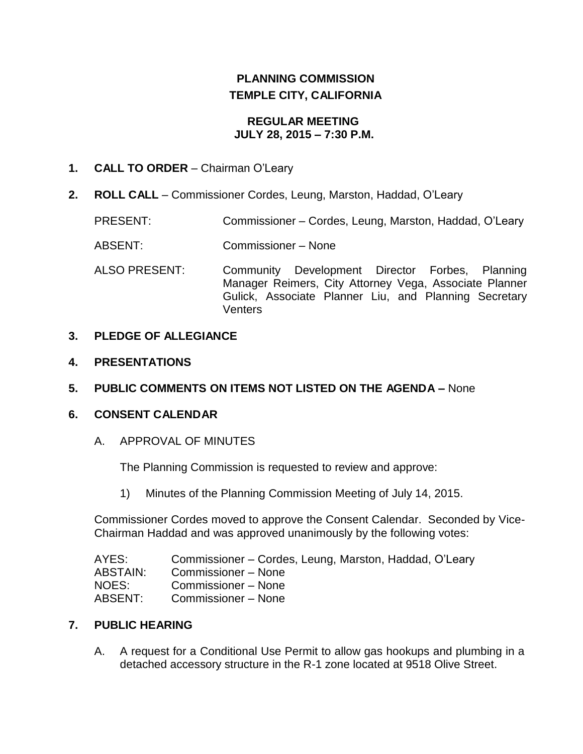# PLANNING COMMISSION
# TEMPLE CITY, CALIFORNIA

## REGULAR MEETING
## JULY 28, 2015 – 7:30 P.M.

**1. CALL TO ORDER** – Chairman O'Leary

**2. ROLL CALL** – Commissioner Cordes, Leung, Marston, Haddad, O'Leary

PRESENT: Commissioner – Cordes, Leung, Marston, Haddad, O'Leary

ABSENT: Commissioner – None

ALSO PRESENT: Community Development Director Forbes, Planning Manager Reimers, City Attorney Vega, Associate Planner Gulick, Associate Planner Liu, and Planning Secretary Venters

**3. PLEDGE OF ALLEGIANCE**

**4. PRESENTATIONS**

**5. PUBLIC COMMENTS ON ITEMS NOT LISTED ON THE AGENDA –** None

**6. CONSENT CALENDAR**

A. APPROVAL OF MINUTES

The Planning Commission is requested to review and approve:

1) Minutes of the Planning Commission Meeting of July 14, 2015.

Commissioner Cordes moved to approve the Consent Calendar. Seconded by Vice-Chairman Haddad and was approved unanimously by the following votes:

AYES: Commissioner – Cordes, Leung, Marston, Haddad, O'Leary
ABSTAIN: Commissioner – None
NOES: Commissioner – None
ABSENT: Commissioner – None

**7. PUBLIC HEARING**

A. A request for a Conditional Use Permit to allow gas hookups and plumbing in a detached accessory structure in the R-1 zone located at 9518 Olive Street.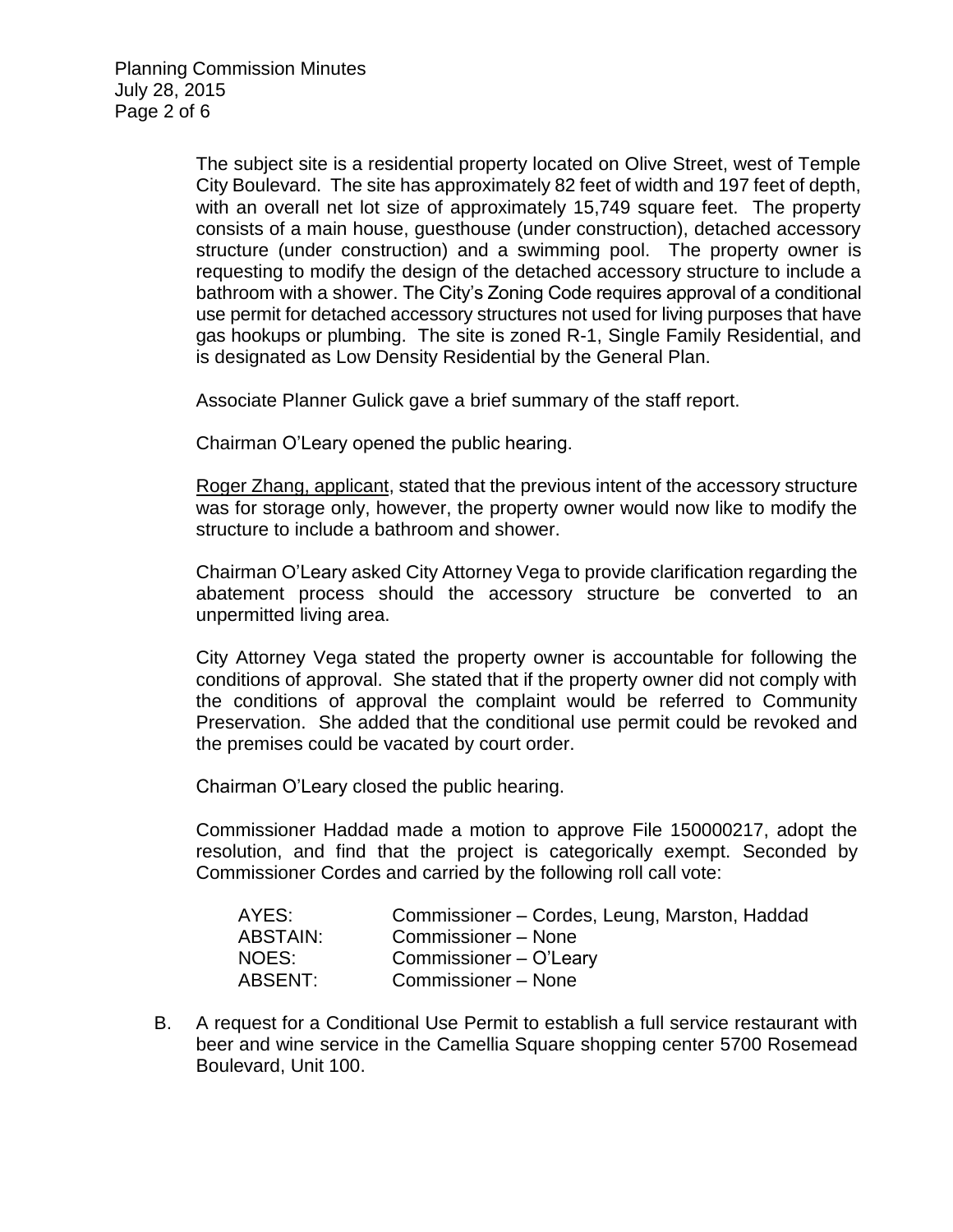The subject site is a residential property located on Olive Street, west of Temple City Boulevard. The site has approximately 82 feet of width and 197 feet of depth, with an overall net lot size of approximately 15,749 square feet. The property consists of a main house, guesthouse (under construction), detached accessory structure (under construction) and a swimming pool. The property owner is requesting to modify the design of the detached accessory structure to include a bathroom with a shower. The City's Zoning Code requires approval of a conditional use permit for detached accessory structures not used for living purposes that have gas hookups or plumbing. The site is zoned R-1, Single Family Residential, and is designated as Low Density Residential by the General Plan.

Associate Planner Gulick gave a brief summary of the staff report.

Chairman O'Leary opened the public hearing.

Roger Zhang, applicant, stated that the previous intent of the accessory structure was for storage only, however, the property owner would now like to modify the structure to include a bathroom and shower.

Chairman O'Leary asked City Attorney Vega to provide clarification regarding the abatement process should the accessory structure be converted to an unpermitted living area.

City Attorney Vega stated the property owner is accountable for following the conditions of approval. She stated that if the property owner did not comply with the conditions of approval the complaint would be referred to Community Preservation. She added that the conditional use permit could be revoked and the premises could be vacated by court order.

Chairman O'Leary closed the public hearing.

Commissioner Haddad made a motion to approve File 150000217, adopt the resolution, and find that the project is categorically exempt. Seconded by Commissioner Cordes and carried by the following roll call vote:

| | |
|---|---|
| AYES: | Commissioner – Cordes, Leung, Marston, Haddad |
| ABSTAIN: | Commissioner – None |
| NOES: | Commissioner – O'Leary |
| ABSENT: | Commissioner – None |

B. A request for a Conditional Use Permit to establish a full service restaurant with beer and wine service in the Camellia Square shopping center 5700 Rosemead Boulevard, Unit 100.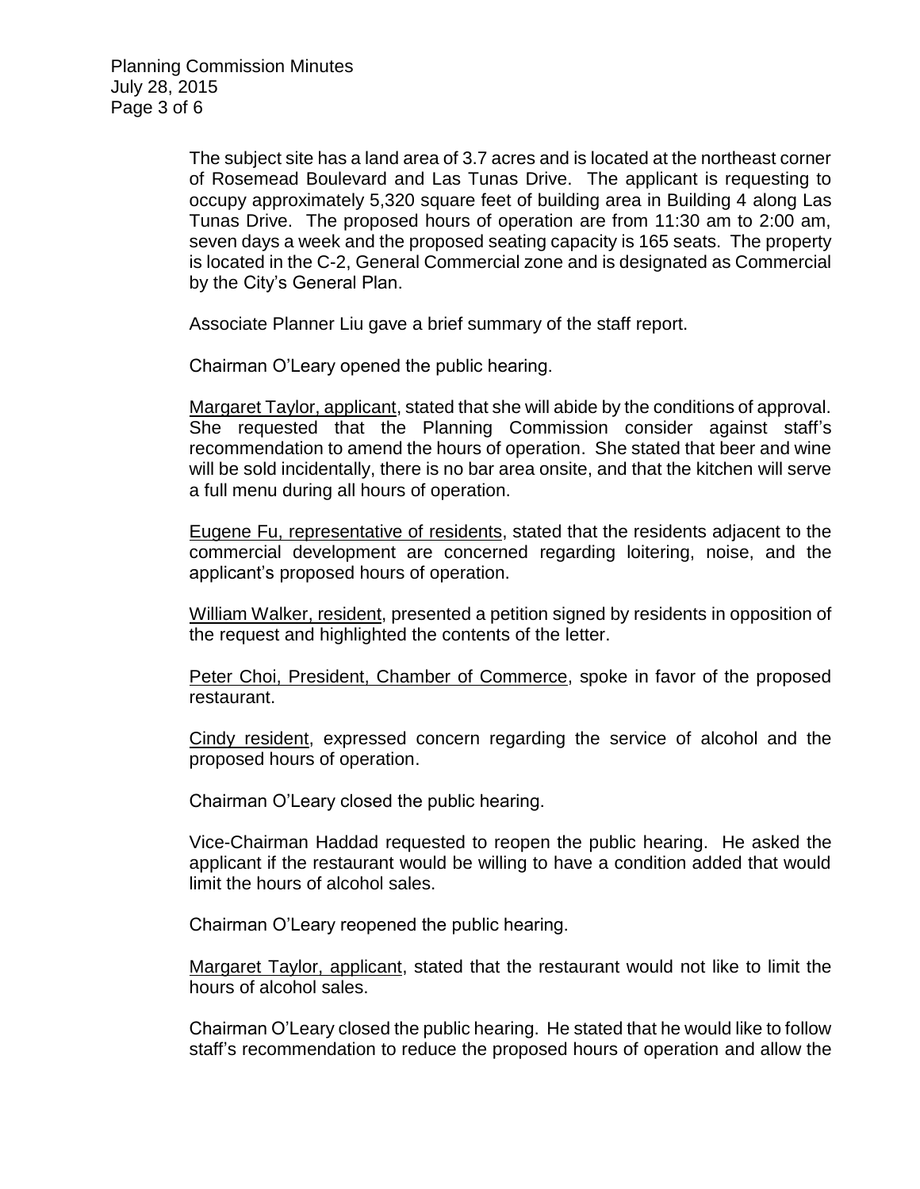The subject site has a land area of 3.7 acres and is located at the northeast corner of Rosemead Boulevard and Las Tunas Drive. The applicant is requesting to occupy approximately 5,320 square feet of building area in Building 4 along Las Tunas Drive. The proposed hours of operation are from 11:30 am to 2:00 am, seven days a week and the proposed seating capacity is 165 seats. The property is located in the C-2, General Commercial zone and is designated as Commercial by the City's General Plan.

Associate Planner Liu gave a brief summary of the staff report.

Chairman O'Leary opened the public hearing.

Margaret Taylor, applicant, stated that she will abide by the conditions of approval. She requested that the Planning Commission consider against staff's recommendation to amend the hours of operation. She stated that beer and wine will be sold incidentally, there is no bar area onsite, and that the kitchen will serve a full menu during all hours of operation.

Eugene Fu, representative of residents, stated that the residents adjacent to the commercial development are concerned regarding loitering, noise, and the applicant's proposed hours of operation.

William Walker, resident, presented a petition signed by residents in opposition of the request and highlighted the contents of the letter.

Peter Choi, President, Chamber of Commerce, spoke in favor of the proposed restaurant.

Cindy resident, expressed concern regarding the service of alcohol and the proposed hours of operation.

Chairman O'Leary closed the public hearing.

Vice-Chairman Haddad requested to reopen the public hearing. He asked the applicant if the restaurant would be willing to have a condition added that would limit the hours of alcohol sales.

Chairman O'Leary reopened the public hearing.

Margaret Taylor, applicant, stated that the restaurant would not like to limit the hours of alcohol sales.

Chairman O'Leary closed the public hearing. He stated that he would like to follow staff's recommendation to reduce the proposed hours of operation and allow the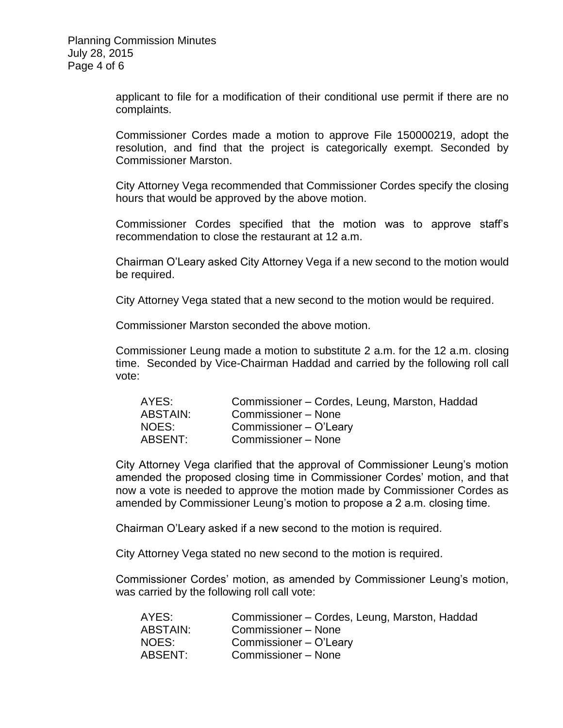applicant to file for a modification of their conditional use permit if there are no complaints.

Commissioner Cordes made a motion to approve File 150000219, adopt the resolution, and find that the project is categorically exempt. Seconded by Commissioner Marston.

City Attorney Vega recommended that Commissioner Cordes specify the closing hours that would be approved by the above motion.

Commissioner Cordes specified that the motion was to approve staff's recommendation to close the restaurant at 12 a.m.

Chairman O'Leary asked City Attorney Vega if a new second to the motion would be required.

City Attorney Vega stated that a new second to the motion would be required.

Commissioner Marston seconded the above motion.

Commissioner Leung made a motion to substitute 2 a.m. for the 12 a.m. closing time. Seconded by Vice-Chairman Haddad and carried by the following roll call vote:

| | |
|---|---|
| AYES: | Commissioner – Cordes, Leung, Marston, Haddad |
| ABSTAIN: | Commissioner – None |
| NOES: | Commissioner – O'Leary |
| ABSENT: | Commissioner – None |

City Attorney Vega clarified that the approval of Commissioner Leung's motion amended the proposed closing time in Commissioner Cordes' motion, and that now a vote is needed to approve the motion made by Commissioner Cordes as amended by Commissioner Leung's motion to propose a 2 a.m. closing time.

Chairman O'Leary asked if a new second to the motion is required.

City Attorney Vega stated no new second to the motion is required.

Commissioner Cordes' motion, as amended by Commissioner Leung's motion, was carried by the following roll call vote:

| | |
|---|---|
| AYES: | Commissioner – Cordes, Leung, Marston, Haddad |
| ABSTAIN: | Commissioner – None |
| NOES: | Commissioner – O'Leary |
| ABSENT: | Commissioner – None |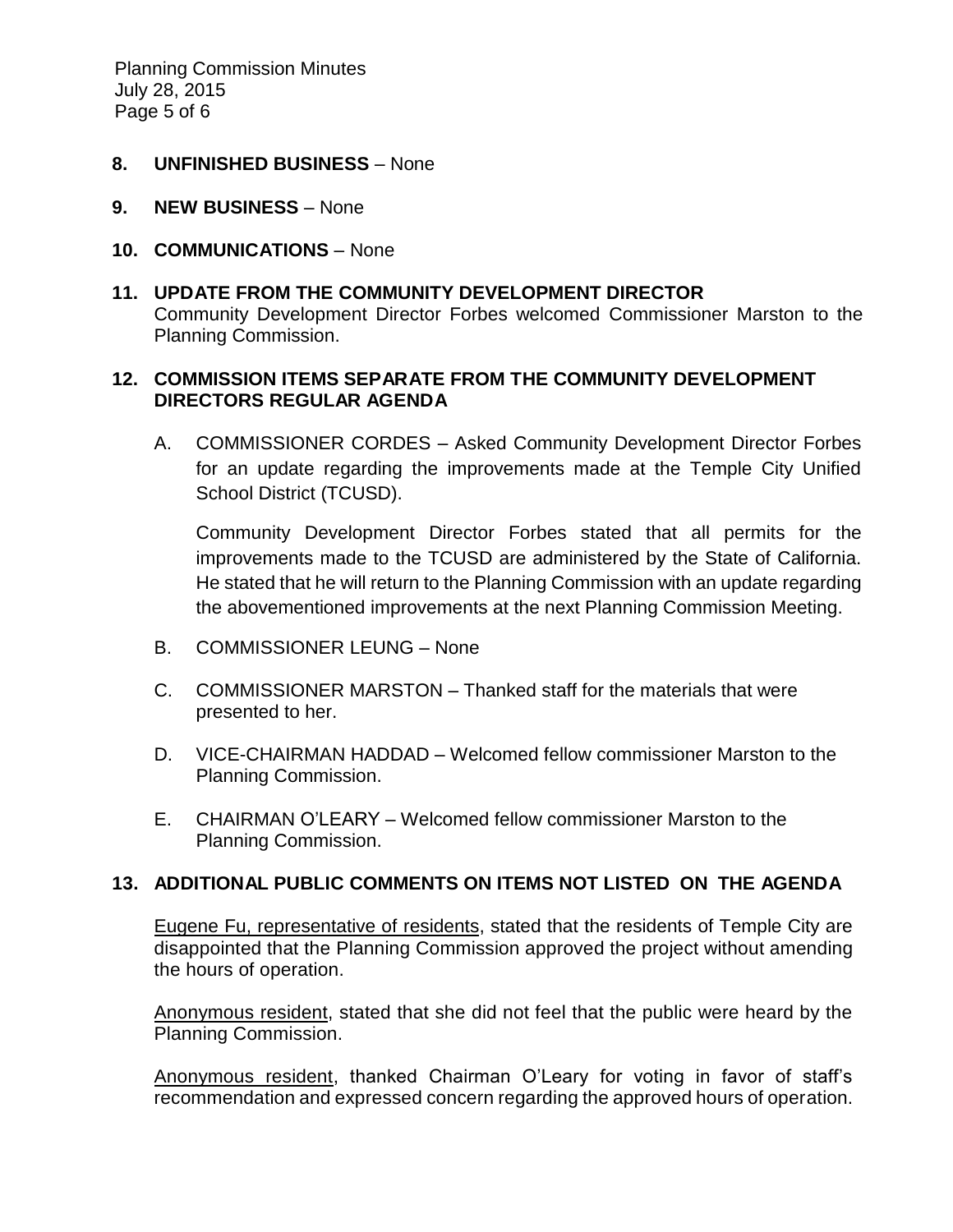**8. UNFINISHED BUSINESS** – None

**9. NEW BUSINESS** – None

**10. COMMUNICATIONS** – None

**11. UPDATE FROM THE COMMUNITY DEVELOPMENT DIRECTOR**

Community Development Director Forbes welcomed Commissioner Marston to the Planning Commission.

**12. COMMISSION ITEMS SEPARATE FROM THE COMMUNITY DEVELOPMENT DIRECTORS REGULAR AGENDA**

A. COMMISSIONER CORDES – Asked Community Development Director Forbes for an update regarding the improvements made at the Temple City Unified School District (TCUSD).

Community Development Director Forbes stated that all permits for the improvements made to the TCUSD are administered by the State of California. He stated that he will return to the Planning Commission with an update regarding the abovementioned improvements at the next Planning Commission Meeting.

B. COMMISSIONER LEUNG – None

C. COMMISSIONER MARSTON – Thanked staff for the materials that were presented to her.

D. VICE-CHAIRMAN HADDAD – Welcomed fellow commissioner Marston to the Planning Commission.

E. CHAIRMAN O'LEARY – Welcomed fellow commissioner Marston to the Planning Commission.

**13. ADDITIONAL PUBLIC COMMENTS ON ITEMS NOT LISTED ON THE AGENDA**

Eugene Fu, representative of residents, stated that the residents of Temple City are disappointed that the Planning Commission approved the project without amending the hours of operation.

Anonymous resident, stated that she did not feel that the public were heard by the Planning Commission.

Anonymous resident, thanked Chairman O'Leary for voting in favor of staff's recommendation and expressed concern regarding the approved hours of operation.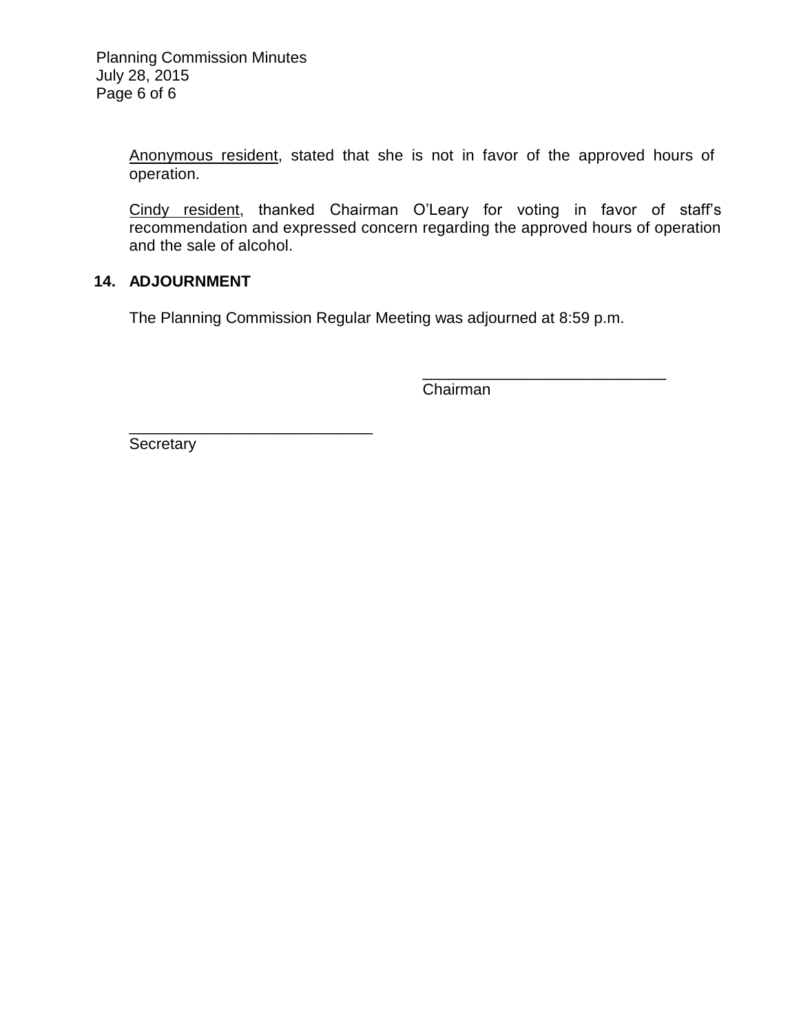Anonymous resident, stated that she is not in favor of the approved hours of operation.

Cindy resident, thanked Chairman O'Leary for voting in favor of staff's recommendation and expressed concern regarding the approved hours of operation and the sale of alcohol.

## 14. ADJOURNMENT

The Planning Commission Regular Meeting was adjourned at 8:59 p.m.

____________________________
Chairman

____________________________
Secretary